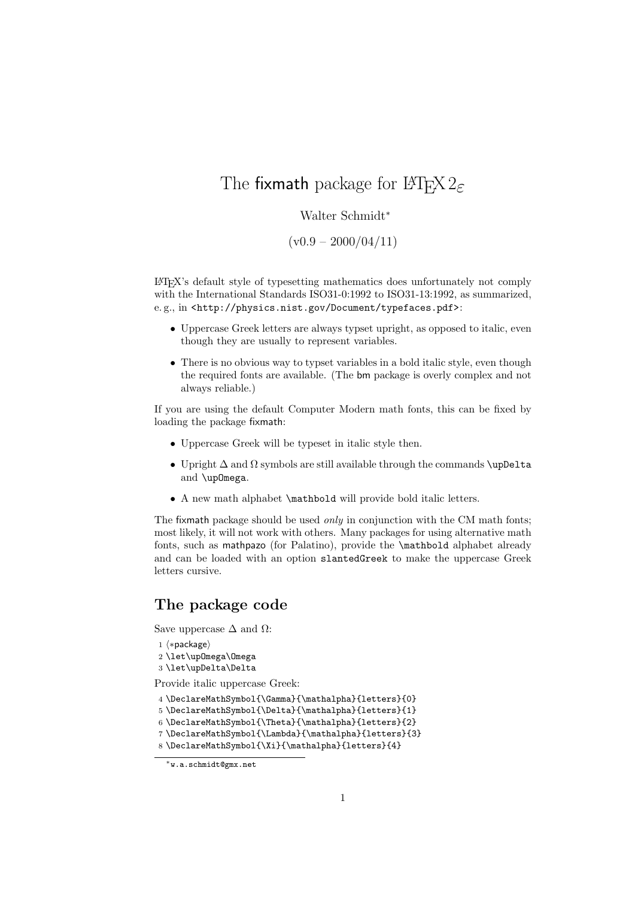# The fixmath package for LaTeX $2_\varepsilon$

Walter Schmidt*

(v0.9 – 2000/04/11)

LaTeX's default style of typesetting mathematics does unfortunately not comply with the International Standards ISO31-0:1992 to ISO31-13:1992, as summarized, e. g., in `<http://physics.nist.gov/Document/typefaces.pdf>`:

- Uppercase Greek letters are always typset upright, as opposed to italic, even though they are usually to represent variables.
- There is no obvious way to typset variables in a bold italic style, even though the required fonts are available. (The bm package is overly complex and not always reliable.)

If you are using the default Computer Modern math fonts, this can be fixed by loading the package fixmath:

- Uppercase Greek will be typeset in italic style then.
- Upright $\Delta$ and $\Omega$ symbols are still available through the commands `\upDelta` and `\upOmega`.
- A new math alphabet `\mathbold` will provide bold italic letters.

The fixmath package should be used *only* in conjunction with the CM math fonts; most likely, it will not work with others. Many packages for using alternative math fonts, such as mathpazo (for Palatino), provide the `\mathbold` alphabet already and can be loaded with an option `slantedGreek` to make the uppercase Greek letters cursive.

## The package code

Save uppercase $\Delta$ and $\Omega$:

```
1 ⟨*package⟩
2 \let\upOmega\Omega
3 \let\upDelta\Delta
```

Provide italic uppercase Greek:

```
4 \DeclareMathSymbol{\Gamma}{\mathalpha}{letters}{0}
5 \DeclareMathSymbol{\Delta}{\mathalpha}{letters}{1}
6 \DeclareMathSymbol{\Theta}{\mathalpha}{letters}{2}
7 \DeclareMathSymbol{\Lambda}{\mathalpha}{letters}{3}
8 \DeclareMathSymbol{\Xi}{\mathalpha}{letters}{4}
```

*w.a.schmidt@gmx.net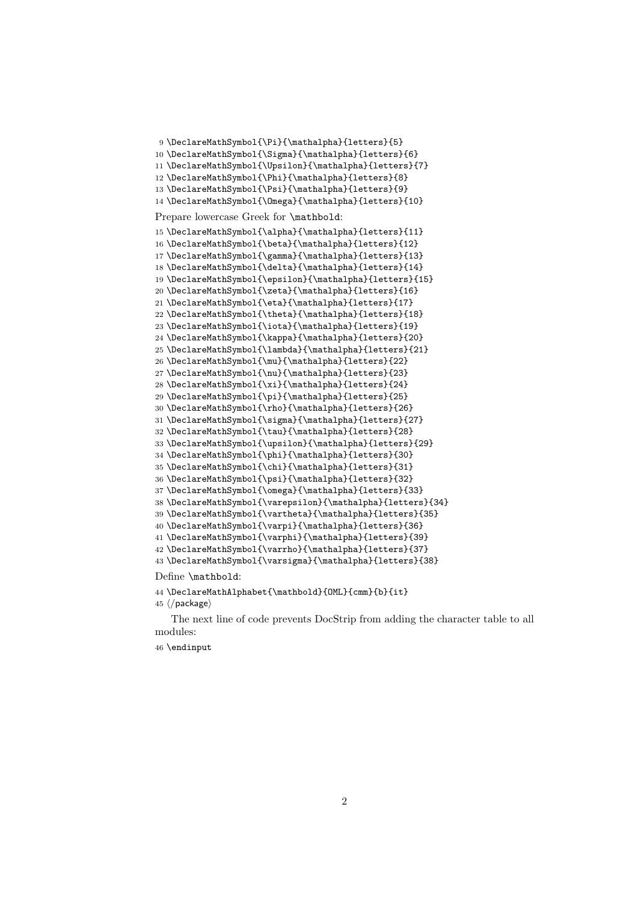```
9 \DeclareMathSymbol{\Pi}{\mathalpha}{letters}{5}
10 \DeclareMathSymbol{\Sigma}{\mathalpha}{letters}{6}
11 \DeclareMathSymbol{\Upsilon}{\mathalpha}{letters}{7}
12 \DeclareMathSymbol{\Phi}{\mathalpha}{letters}{8}
13 \DeclareMathSymbol{\Psi}{\mathalpha}{letters}{9}
14 \DeclareMathSymbol{\Omega}{\mathalpha}{letters}{10}
```

Prepare lowercase Greek for `\mathbold`:

```
15 \DeclareMathSymbol{\alpha}{\mathalpha}{letters}{11}
16 \DeclareMathSymbol{\beta}{\mathalpha}{letters}{12}
17 \DeclareMathSymbol{\gamma}{\mathalpha}{letters}{13}
18 \DeclareMathSymbol{\delta}{\mathalpha}{letters}{14}
19 \DeclareMathSymbol{\epsilon}{\mathalpha}{letters}{15}
20 \DeclareMathSymbol{\zeta}{\mathalpha}{letters}{16}
21 \DeclareMathSymbol{\eta}{\mathalpha}{letters}{17}
22 \DeclareMathSymbol{\theta}{\mathalpha}{letters}{18}
23 \DeclareMathSymbol{\iota}{\mathalpha}{letters}{19}
24 \DeclareMathSymbol{\kappa}{\mathalpha}{letters}{20}
25 \DeclareMathSymbol{\lambda}{\mathalpha}{letters}{21}
26 \DeclareMathSymbol{\mu}{\mathalpha}{letters}{22}
27 \DeclareMathSymbol{\nu}{\mathalpha}{letters}{23}
28 \DeclareMathSymbol{\xi}{\mathalpha}{letters}{24}
29 \DeclareMathSymbol{\pi}{\mathalpha}{letters}{25}
30 \DeclareMathSymbol{\rho}{\mathalpha}{letters}{26}
31 \DeclareMathSymbol{\sigma}{\mathalpha}{letters}{27}
32 \DeclareMathSymbol{\tau}{\mathalpha}{letters}{28}
33 \DeclareMathSymbol{\upsilon}{\mathalpha}{letters}{29}
34 \DeclareMathSymbol{\phi}{\mathalpha}{letters}{30}
35 \DeclareMathSymbol{\chi}{\mathalpha}{letters}{31}
36 \DeclareMathSymbol{\psi}{\mathalpha}{letters}{32}
37 \DeclareMathSymbol{\omega}{\mathalpha}{letters}{33}
38 \DeclareMathSymbol{\varepsilon}{\mathalpha}{letters}{34}
39 \DeclareMathSymbol{\vartheta}{\mathalpha}{letters}{35}
40 \DeclareMathSymbol{\varpi}{\mathalpha}{letters}{36}
41 \DeclareMathSymbol{\varphi}{\mathalpha}{letters}{39}
42 \DeclareMathSymbol{\varrho}{\mathalpha}{letters}{37}
43 \DeclareMathSymbol{\varsigma}{\mathalpha}{letters}{38}
```

Define `\mathbold`:

```
44 \DeclareMathAlphabet{\mathbold}{OML}{cmm}{b}{it}
45 ⟨/package⟩
```

The next line of code prevents DocStrip from adding the character table to all modules:

```
46 \endinput
```